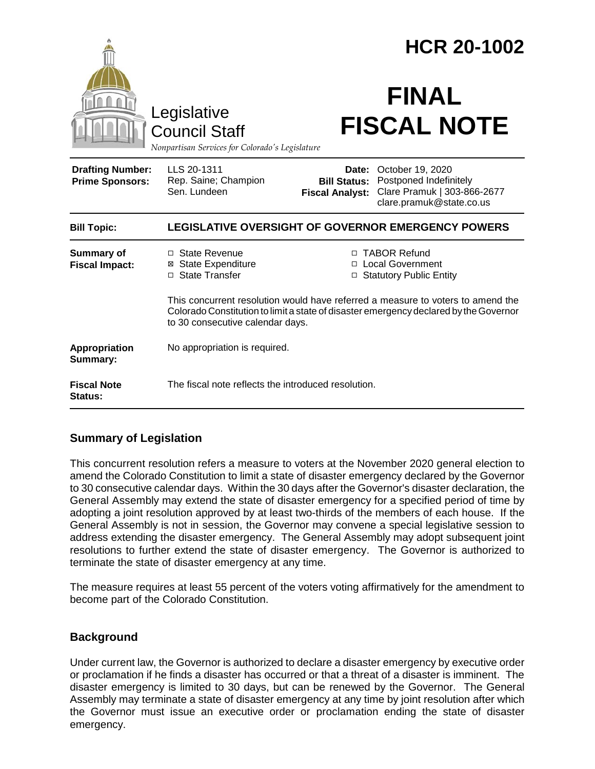# HCR 20-1002

Legislative Council Staff

*Nonpartisan Services for Colorado's Legislature*

# FINAL FISCAL NOTE

| | | | |
|---|---|---|---|
| **Drafting Number:** | LLS 20-1311 | **Date:** | October 19, 2020 |
| **Prime Sponsors:** | Rep. Saine; Champion<br>Sen. Lundeen | **Bill Status:** | Postponed Indefinitely |
| | | **Fiscal Analyst:** | Clare Pramuk \| 303-866-2677<br>clare.pramuk@state.co.us |

**Bill Topic:** **LEGISLATIVE OVERSIGHT OF GOVERNOR EMERGENCY POWERS**

**Summary of Fiscal Impact:**

- ☐ State Revenue
- ☒ State Expenditure
- ☐ State Transfer
- ☐ TABOR Refund
- ☐ Local Government
- ☐ Statutory Public Entity

This concurrent resolution would have referred a measure to voters to amend the Colorado Constitution to limit a state of disaster emergency declared by the Governor to 30 consecutive calendar days.

**Appropriation Summary:** No appropriation is required.

**Fiscal Note Status:** The fiscal note reflects the introduced resolution.

## Summary of Legislation

This concurrent resolution refers a measure to voters at the November 2020 general election to amend the Colorado Constitution to limit a state of disaster emergency declared by the Governor to 30 consecutive calendar days. Within the 30 days after the Governor's disaster declaration, the General Assembly may extend the state of disaster emergency for a specified period of time by adopting a joint resolution approved by at least two-thirds of the members of each house. If the General Assembly is not in session, the Governor may convene a special legislative session to address extending the disaster emergency. The General Assembly may adopt subsequent joint resolutions to further extend the state of disaster emergency. The Governor is authorized to terminate the state of disaster emergency at any time.

The measure requires at least 55 percent of the voters voting affirmatively for the amendment to become part of the Colorado Constitution.

## Background

Under current law, the Governor is authorized to declare a disaster emergency by executive order or proclamation if he finds a disaster has occurred or that a threat of a disaster is imminent. The disaster emergency is limited to 30 days, but can be renewed by the Governor. The General Assembly may terminate a state of disaster emergency at any time by joint resolution after which the Governor must issue an executive order or proclamation ending the state of disaster emergency.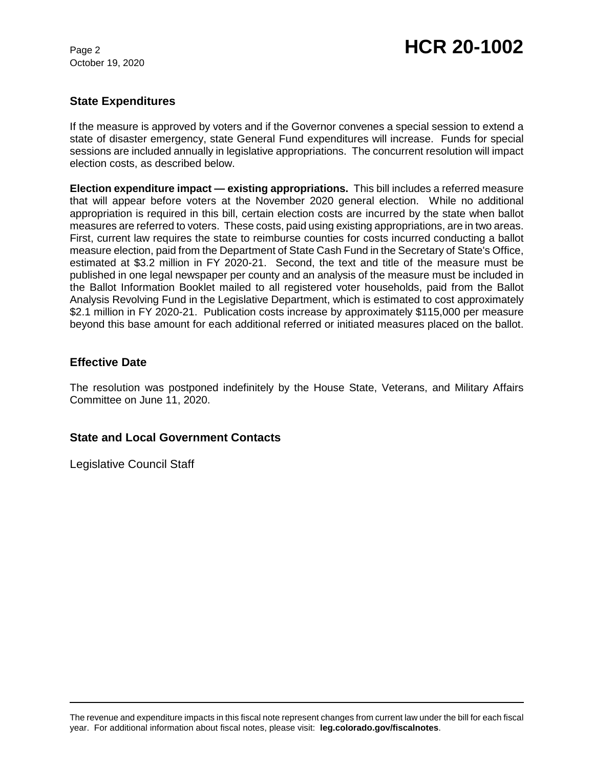## State Expenditures

If the measure is approved by voters and if the Governor convenes a special session to extend a state of disaster emergency, state General Fund expenditures will increase. Funds for special sessions are included annually in legislative appropriations. The concurrent resolution will impact election costs, as described below.

**Election expenditure impact — existing appropriations.** This bill includes a referred measure that will appear before voters at the November 2020 general election. While no additional appropriation is required in this bill, certain election costs are incurred by the state when ballot measures are referred to voters. These costs, paid using existing appropriations, are in two areas. First, current law requires the state to reimburse counties for costs incurred conducting a ballot measure election, paid from the Department of State Cash Fund in the Secretary of State's Office, estimated at $3.2 million in FY 2020-21. Second, the text and title of the measure must be published in one legal newspaper per county and an analysis of the measure must be included in the Ballot Information Booklet mailed to all registered voter households, paid from the Ballot Analysis Revolving Fund in the Legislative Department, which is estimated to cost approximately $2.1 million in FY 2020-21. Publication costs increase by approximately $115,000 per measure beyond this base amount for each additional referred or initiated measures placed on the ballot.

## Effective Date

The resolution was postponed indefinitely by the House State, Veterans, and Military Affairs Committee on June 11, 2020.

## State and Local Government Contacts

Legislative Council Staff

The revenue and expenditure impacts in this fiscal note represent changes from current law under the bill for each fiscal year. For additional information about fiscal notes, please visit: **leg.colorado.gov/fiscalnotes**.